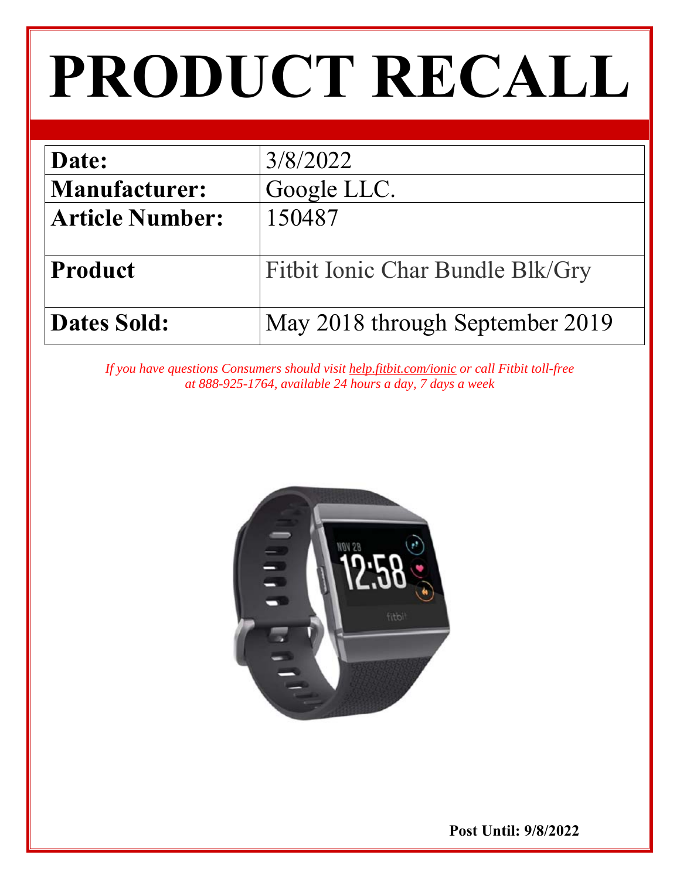# PRODUCT RECALL

| Date: | 3/8/2022 |
|---|---|
| Manufacturer: | Google LLC. |
| Article Number: | 150487 |
| Product | Fitbit Ionic Char Bundle Blk/Gry |
| Dates Sold: | May 2018 through September 2019 |

*If you have questions Consumers should visit help.fitbit.com/ionic or call Fitbit toll-free at 888-925-1764, available 24 hours a day, 7 days a week*

**Post Until: 9/8/2022**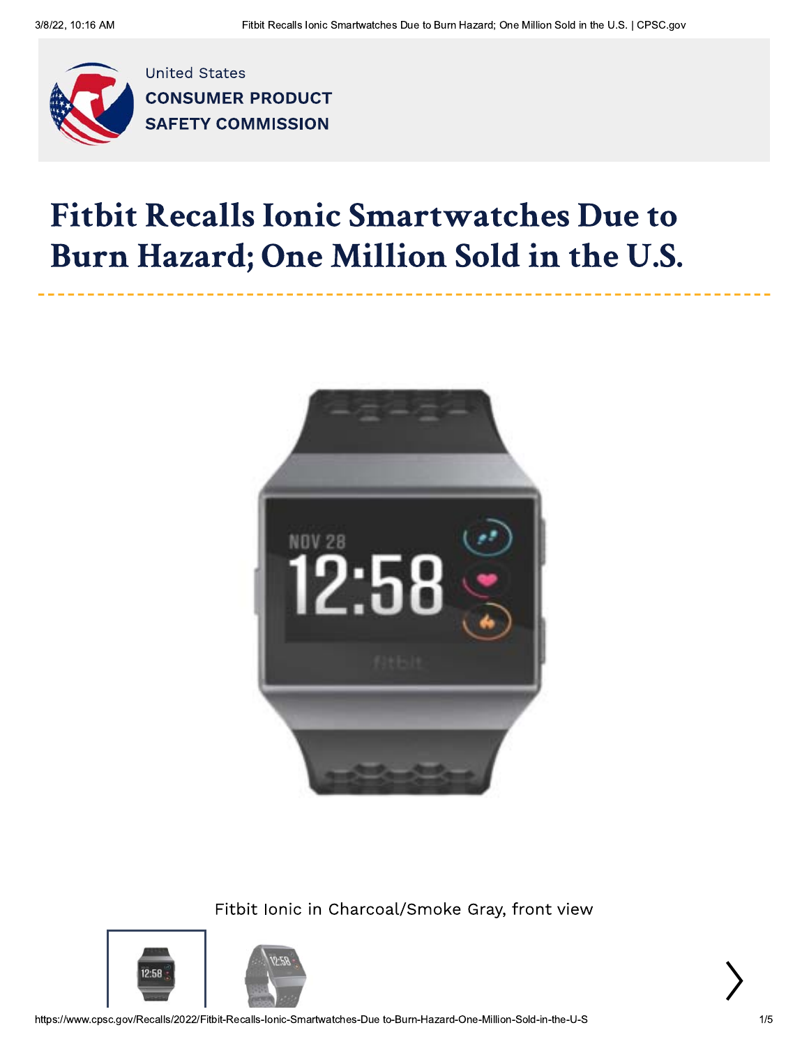United States
**CONSUMER PRODUCT SAFETY COMMISSION**

# Fitbit Recalls Ionic Smartwatches Due to Burn Hazard; One Million Sold in the U.S.

Fitbit Ionic in Charcoal/Smoke Gray, front view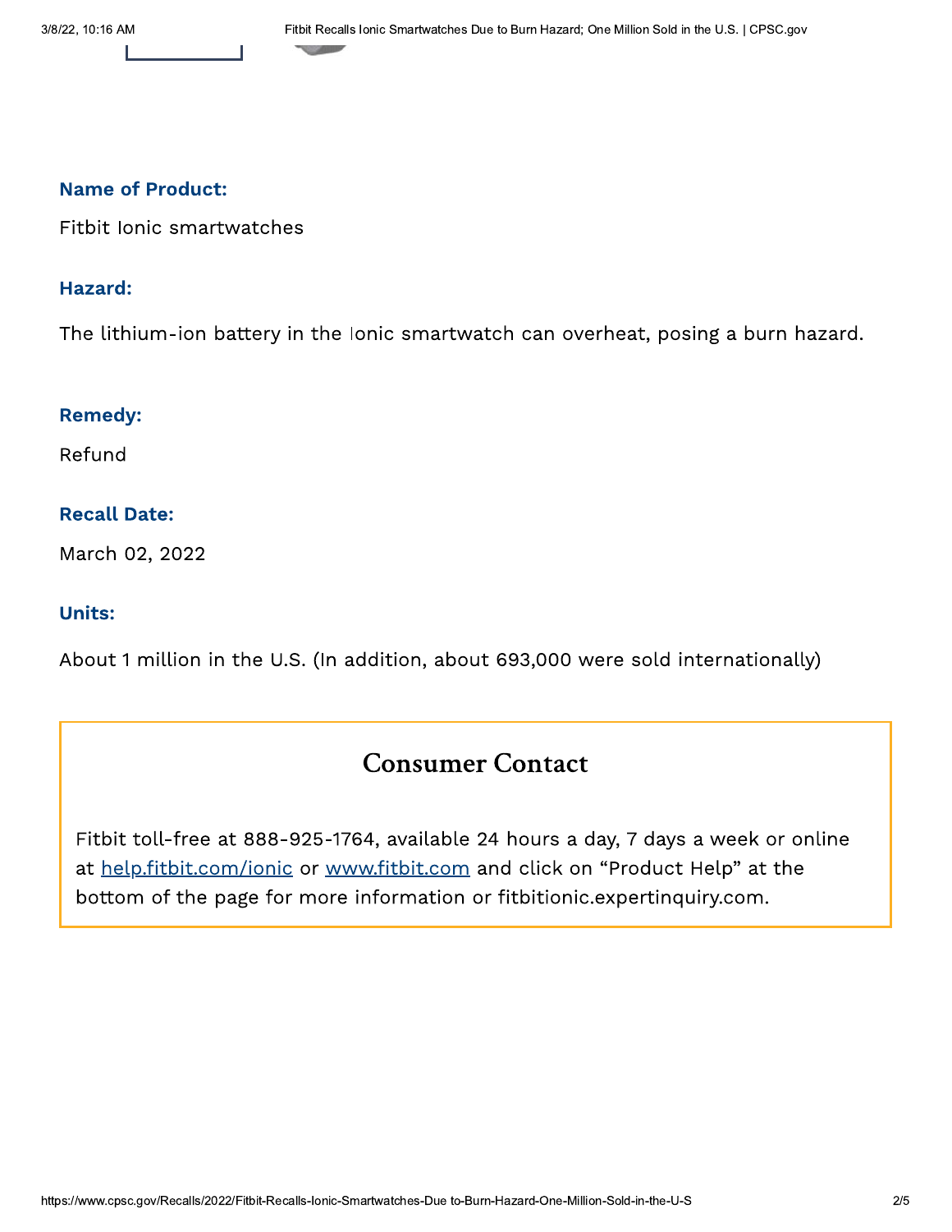**Name of Product:**

Fitbit Ionic smartwatches

**Hazard:**

The lithium-ion battery in the Ionic smartwatch can overheat, posing a burn hazard.

**Remedy:**

Refund

**Recall Date:**

March 02, 2022

**Units:**

About 1 million in the U.S. (In addition, about 693,000 were sold internationally)

## Consumer Contact

Fitbit toll-free at 888-925-1764, available 24 hours a day, 7 days a week or online at [help.fitbit.com/ionic](help.fitbit.com/ionic) or [www.fitbit.com](www.fitbit.com) and click on "Product Help" at the bottom of the page for more information or fitbitionic.expertinquiry.com.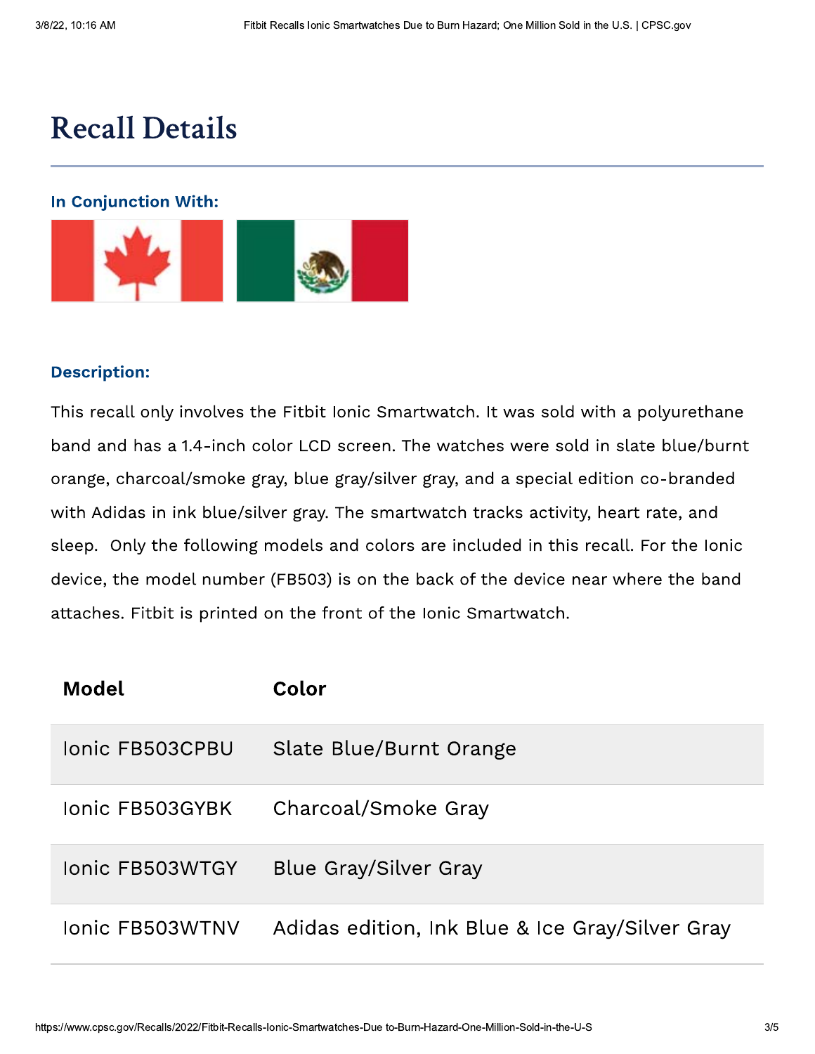# Recall Details

### In Conjunction With:

### Description:

This recall only involves the Fitbit Ionic Smartwatch. It was sold with a polyurethane band and has a 1.4-inch color LCD screen. The watches were sold in slate blue/burnt orange, charcoal/smoke gray, blue gray/silver gray, and a special edition co-branded with Adidas in ink blue/silver gray. The smartwatch tracks activity, heart rate, and sleep.  Only the following models and colors are included in this recall. For the Ionic device, the model number (FB503) is on the back of the device near where the band attaches. Fitbit is printed on the front of the Ionic Smartwatch.

| Model | Color |
|---|---|
| Ionic FB503CPBU | Slate Blue/Burnt Orange |
| Ionic FB503GYBK | Charcoal/Smoke Gray |
| Ionic FB503WTGY | Blue Gray/Silver Gray |
| Ionic FB503WTNV | Adidas edition, Ink Blue & Ice Gray/Silver Gray |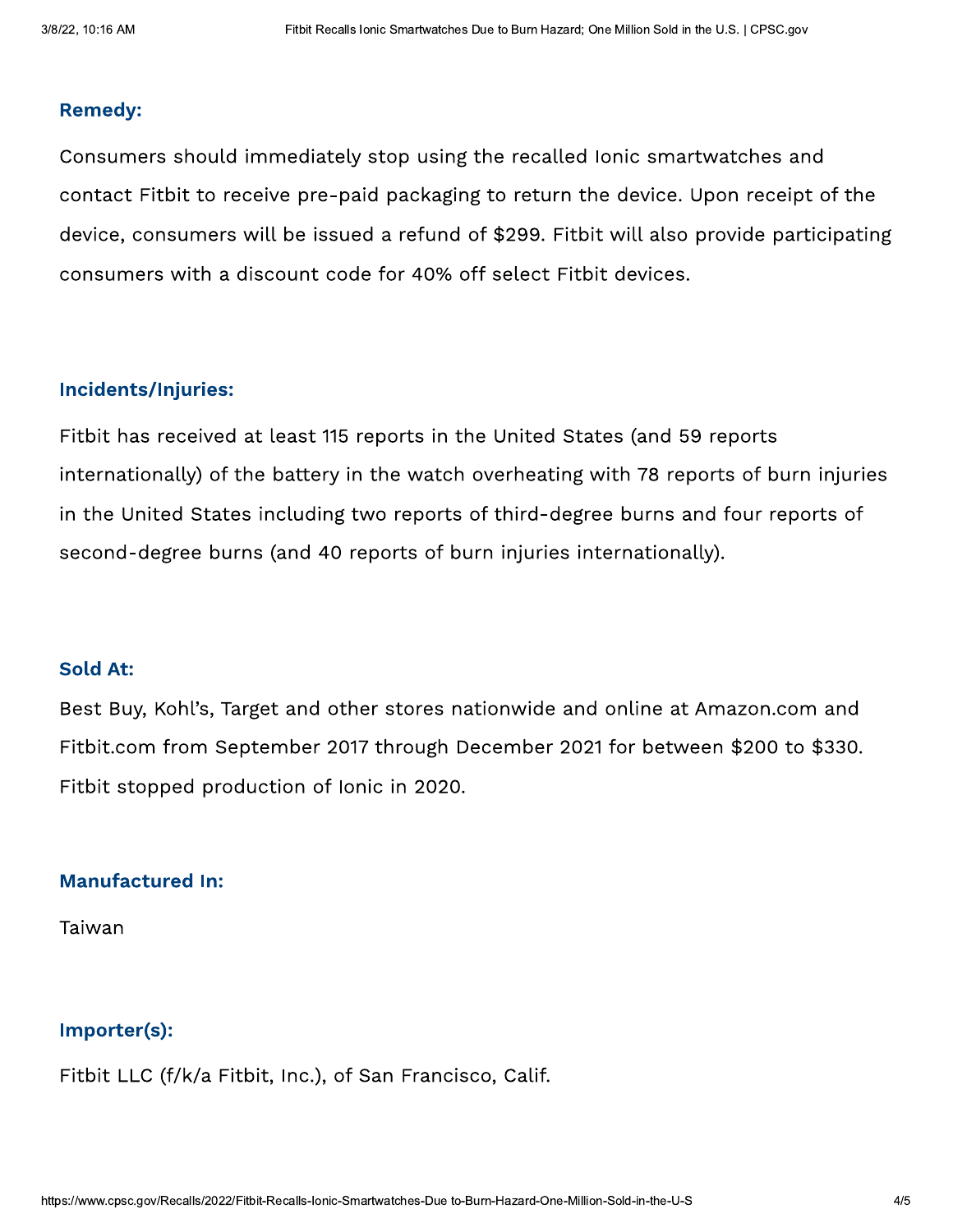### Remedy:

Consumers should immediately stop using the recalled Ionic smartwatches and contact Fitbit to receive pre-paid packaging to return the device. Upon receipt of the device, consumers will be issued a refund of $299. Fitbit will also provide participating consumers with a discount code for 40% off select Fitbit devices.

### Incidents/Injuries:

Fitbit has received at least 115 reports in the United States (and 59 reports internationally) of the battery in the watch overheating with 78 reports of burn injuries in the United States including two reports of third-degree burns and four reports of second-degree burns (and 40 reports of burn injuries internationally).

### Sold At:

Best Buy, Kohl's, Target and other stores nationwide and online at Amazon.com and Fitbit.com from September 2017 through December 2021 for between $200 to $330. Fitbit stopped production of Ionic in 2020.

### Manufactured In:

Taiwan

### Importer(s):

Fitbit LLC (f/k/a Fitbit, Inc.), of San Francisco, Calif.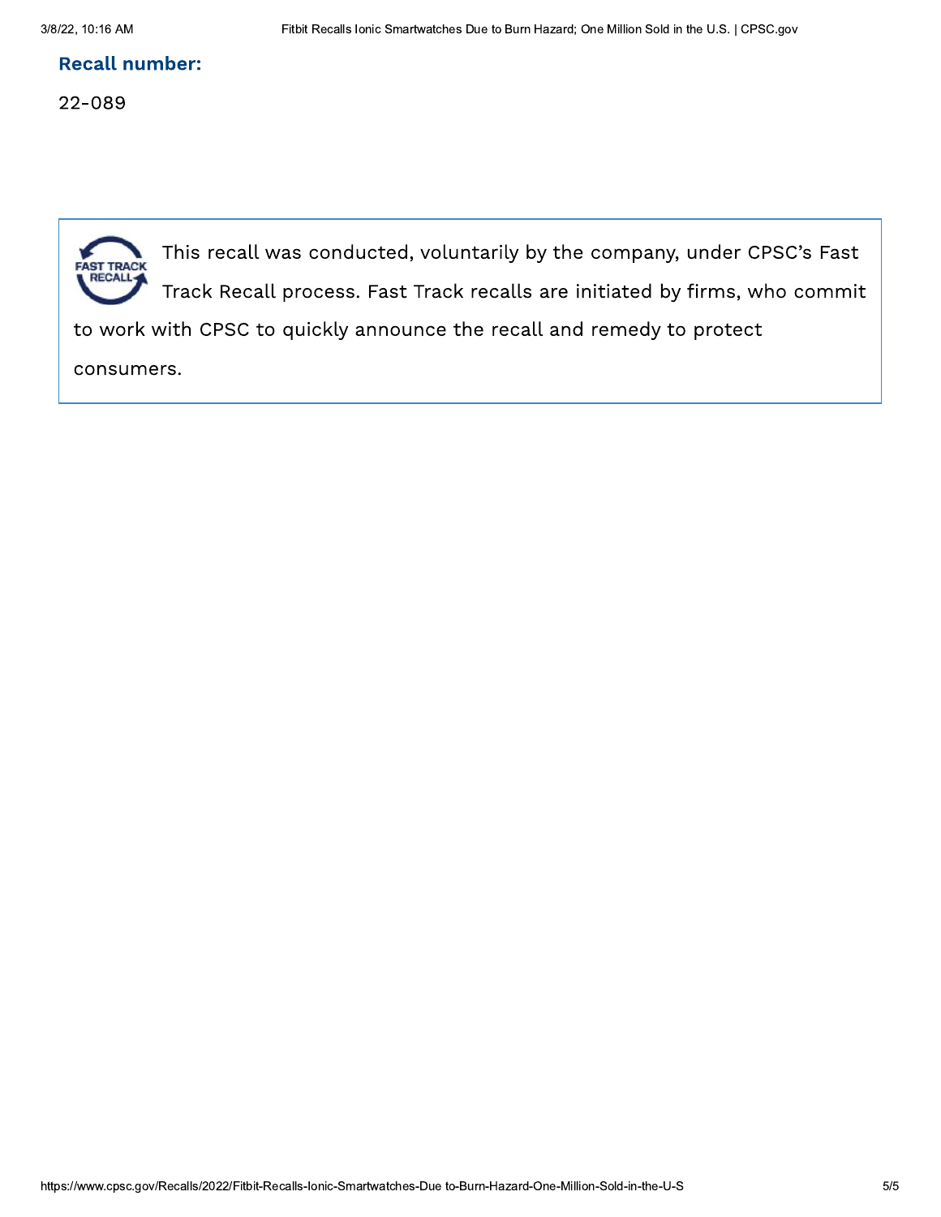**Recall number:**

22-089

This recall was conducted, voluntarily by the company, under CPSC's Fast Track Recall process. Fast Track recalls are initiated by firms, who commit to work with CPSC to quickly announce the recall and remedy to protect consumers.